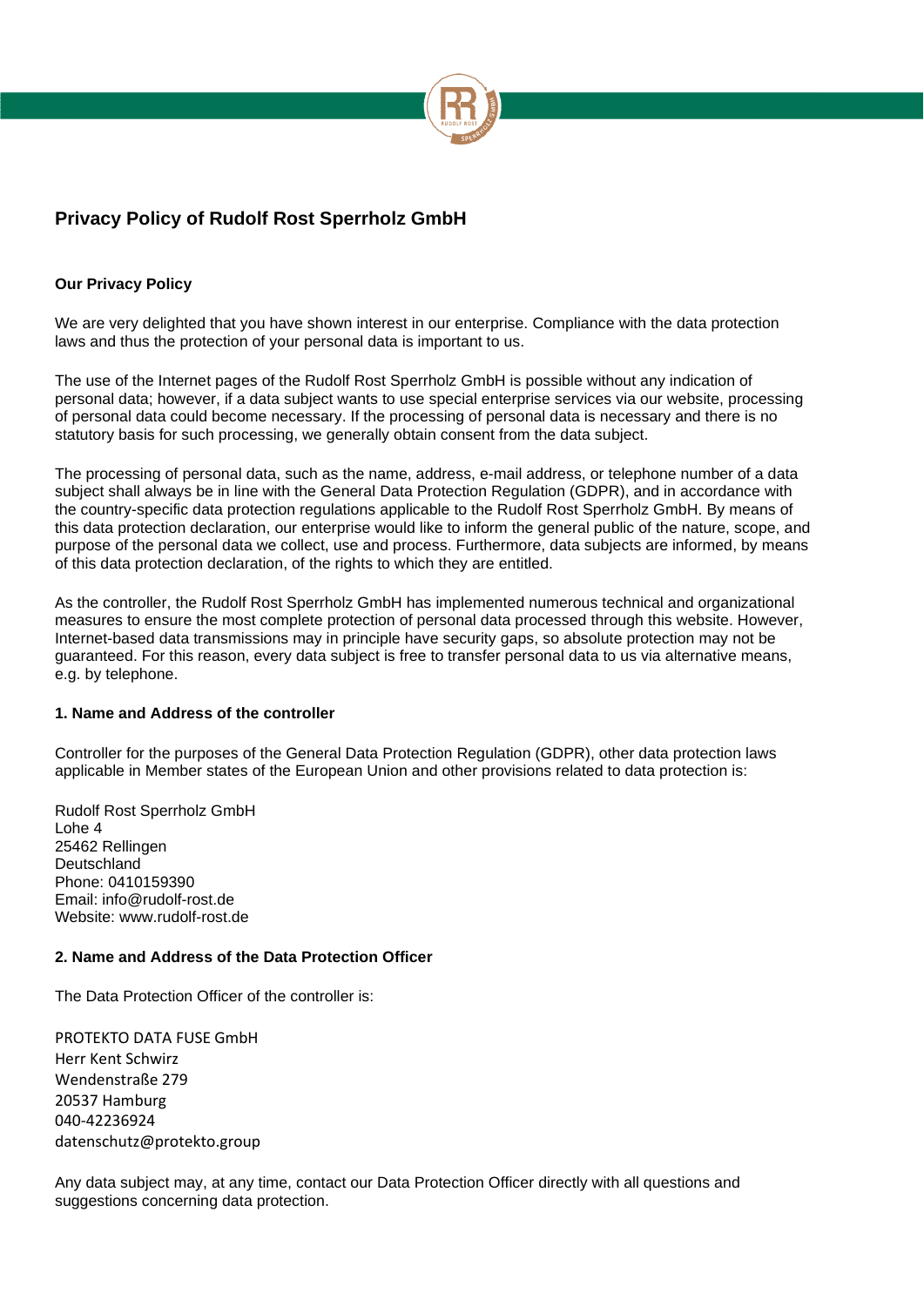# Privacy Policy of Rudolf Rost Sperrholz GmbH

**Our Privacy Policy**

We are very delighted that you have shown interest in our enterprise. Compliance with the data protection laws and thus the protection of your personal data is important to us.

The use of the Internet pages of the Rudolf Rost Sperrholz GmbH is possible without any indication of personal data; however, if a data subject wants to use special enterprise services via our website, processing of personal data could become necessary. If the processing of personal data is necessary and there is no statutory basis for such processing, we generally obtain consent from the data subject.

The processing of personal data, such as the name, address, e-mail address, or telephone number of a data subject shall always be in line with the General Data Protection Regulation (GDPR), and in accordance with the country-specific data protection regulations applicable to the Rudolf Rost Sperrholz GmbH. By means of this data protection declaration, our enterprise would like to inform the general public of the nature, scope, and purpose of the personal data we collect, use and process. Furthermore, data subjects are informed, by means of this data protection declaration, of the rights to which they are entitled.

As the controller, the Rudolf Rost Sperrholz GmbH has implemented numerous technical and organizational measures to ensure the most complete protection of personal data processed through this website. However, Internet-based data transmissions may in principle have security gaps, so absolute protection may not be guaranteed. For this reason, every data subject is free to transfer personal data to us via alternative means, e.g. by telephone.

**1. Name and Address of the controller**

Controller for the purposes of the General Data Protection Regulation (GDPR), other data protection laws applicable in Member states of the European Union and other provisions related to data protection is:

Rudolf Rost Sperrholz GmbH
Lohe 4
25462 Rellingen
Deutschland
Phone: 0410159390
Email: info@rudolf-rost.de
Website: www.rudolf-rost.de

**2. Name and Address of the Data Protection Officer**

The Data Protection Officer of the controller is:

PROTEKTO DATA FUSE GmbH
Herr Kent Schwirz
Wendenstraße 279
20537 Hamburg
040-42236924
datenschutz@protekto.group

Any data subject may, at any time, contact our Data Protection Officer directly with all questions and suggestions concerning data protection.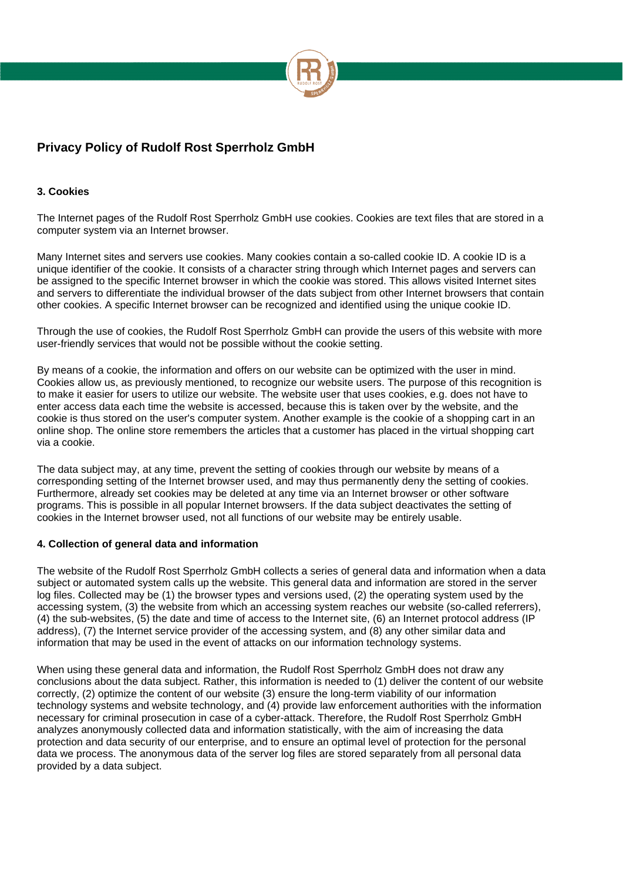## Privacy Policy of Rudolf Rost Sperrholz GmbH

#### 3. Cookies

The Internet pages of the Rudolf Rost Sperrholz GmbH use cookies. Cookies are text files that are stored in a computer system via an Internet browser.

Many Internet sites and servers use cookies. Many cookies contain a so-called cookie ID. A cookie ID is a unique identifier of the cookie. It consists of a character string through which Internet pages and servers can be assigned to the specific Internet browser in which the cookie was stored. This allows visited Internet sites and servers to differentiate the individual browser of the dats subject from other Internet browsers that contain other cookies. A specific Internet browser can be recognized and identified using the unique cookie ID.

Through the use of cookies, the Rudolf Rost Sperrholz GmbH can provide the users of this website with more user-friendly services that would not be possible without the cookie setting.

By means of a cookie, the information and offers on our website can be optimized with the user in mind. Cookies allow us, as previously mentioned, to recognize our website users. The purpose of this recognition is to make it easier for users to utilize our website. The website user that uses cookies, e.g. does not have to enter access data each time the website is accessed, because this is taken over by the website, and the cookie is thus stored on the user's computer system. Another example is the cookie of a shopping cart in an online shop. The online store remembers the articles that a customer has placed in the virtual shopping cart via a cookie.

The data subject may, at any time, prevent the setting of cookies through our website by means of a corresponding setting of the Internet browser used, and may thus permanently deny the setting of cookies. Furthermore, already set cookies may be deleted at any time via an Internet browser or other software programs. This is possible in all popular Internet browsers. If the data subject deactivates the setting of cookies in the Internet browser used, not all functions of our website may be entirely usable.

#### 4. Collection of general data and information

The website of the Rudolf Rost Sperrholz GmbH collects a series of general data and information when a data subject or automated system calls up the website. This general data and information are stored in the server log files. Collected may be (1) the browser types and versions used, (2) the operating system used by the accessing system, (3) the website from which an accessing system reaches our website (so-called referrers), (4) the sub-websites, (5) the date and time of access to the Internet site, (6) an Internet protocol address (IP address), (7) the Internet service provider of the accessing system, and (8) any other similar data and information that may be used in the event of attacks on our information technology systems.

When using these general data and information, the Rudolf Rost Sperrholz GmbH does not draw any conclusions about the data subject. Rather, this information is needed to (1) deliver the content of our website correctly, (2) optimize the content of our website (3) ensure the long-term viability of our information technology systems and website technology, and (4) provide law enforcement authorities with the information necessary for criminal prosecution in case of a cyber-attack. Therefore, the Rudolf Rost Sperrholz GmbH analyzes anonymously collected data and information statistically, with the aim of increasing the data protection and data security of our enterprise, and to ensure an optimal level of protection for the personal data we process. The anonymous data of the server log files are stored separately from all personal data provided by a data subject.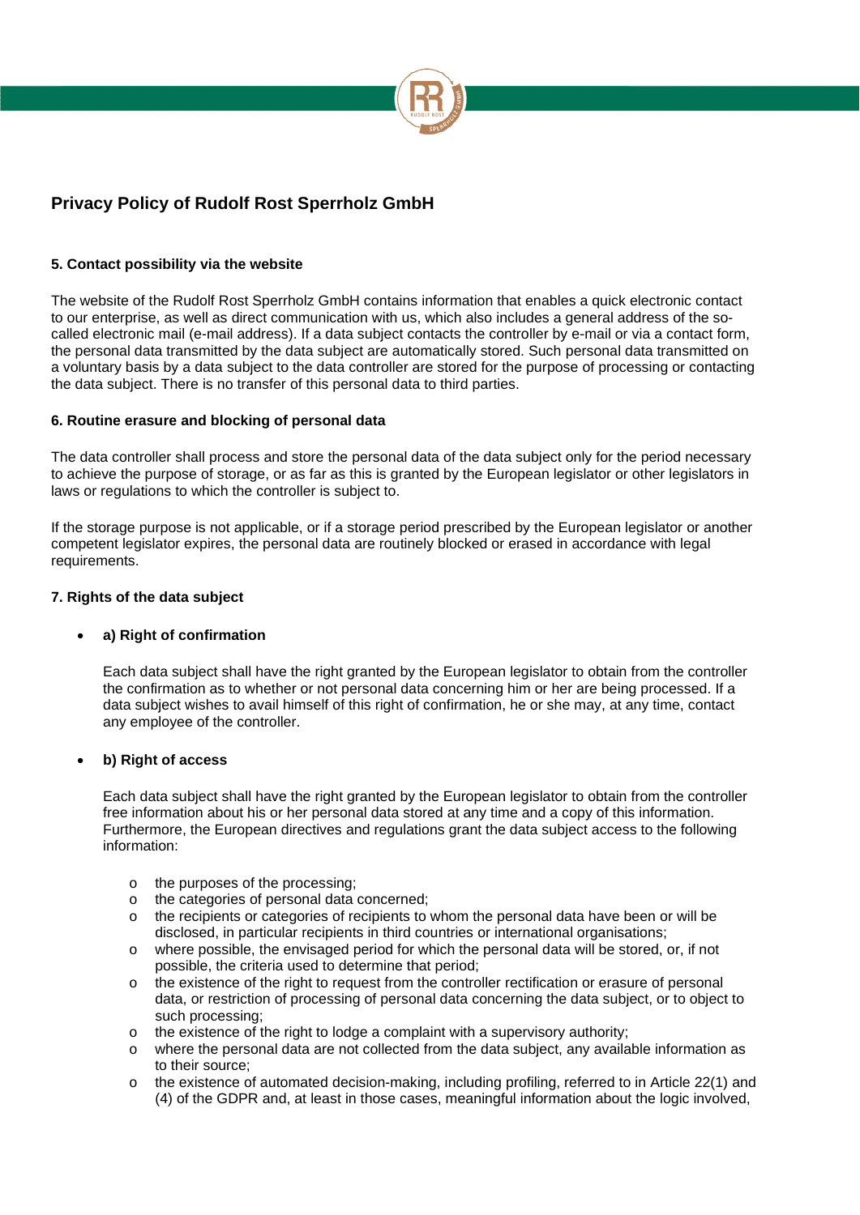# Privacy Policy of Rudolf Rost Sperrholz GmbH

**5. Contact possibility via the website**

The website of the Rudolf Rost Sperrholz GmbH contains information that enables a quick electronic contact to our enterprise, as well as direct communication with us, which also includes a general address of the so-called electronic mail (e-mail address). If a data subject contacts the controller by e-mail or via a contact form, the personal data transmitted by the data subject are automatically stored. Such personal data transmitted on a voluntary basis by a data subject to the data controller are stored for the purpose of processing or contacting the data subject. There is no transfer of this personal data to third parties.

**6. Routine erasure and blocking of personal data**

The data controller shall process and store the personal data of the data subject only for the period necessary to achieve the purpose of storage, or as far as this is granted by the European legislator or other legislators in laws or regulations to which the controller is subject to.

If the storage purpose is not applicable, or if a storage period prescribed by the European legislator or another competent legislator expires, the personal data are routinely blocked or erased in accordance with legal requirements.

**7. Rights of the data subject**

- **a) Right of confirmation**

  Each data subject shall have the right granted by the European legislator to obtain from the controller the confirmation as to whether or not personal data concerning him or her are being processed. If a data subject wishes to avail himself of this right of confirmation, he or she may, at any time, contact any employee of the controller.

- **b) Right of access**

  Each data subject shall have the right granted by the European legislator to obtain from the controller free information about his or her personal data stored at any time and a copy of this information. Furthermore, the European directives and regulations grant the data subject access to the following information:

  - the purposes of the processing;
  - the categories of personal data concerned;
  - the recipients or categories of recipients to whom the personal data have been or will be disclosed, in particular recipients in third countries or international organisations;
  - where possible, the envisaged period for which the personal data will be stored, or, if not possible, the criteria used to determine that period;
  - the existence of the right to request from the controller rectification or erasure of personal data, or restriction of processing of personal data concerning the data subject, or to object to such processing;
  - the existence of the right to lodge a complaint with a supervisory authority;
  - where the personal data are not collected from the data subject, any available information as to their source;
  - the existence of automated decision-making, including profiling, referred to in Article 22(1) and (4) of the GDPR and, at least in those cases, meaningful information about the logic involved,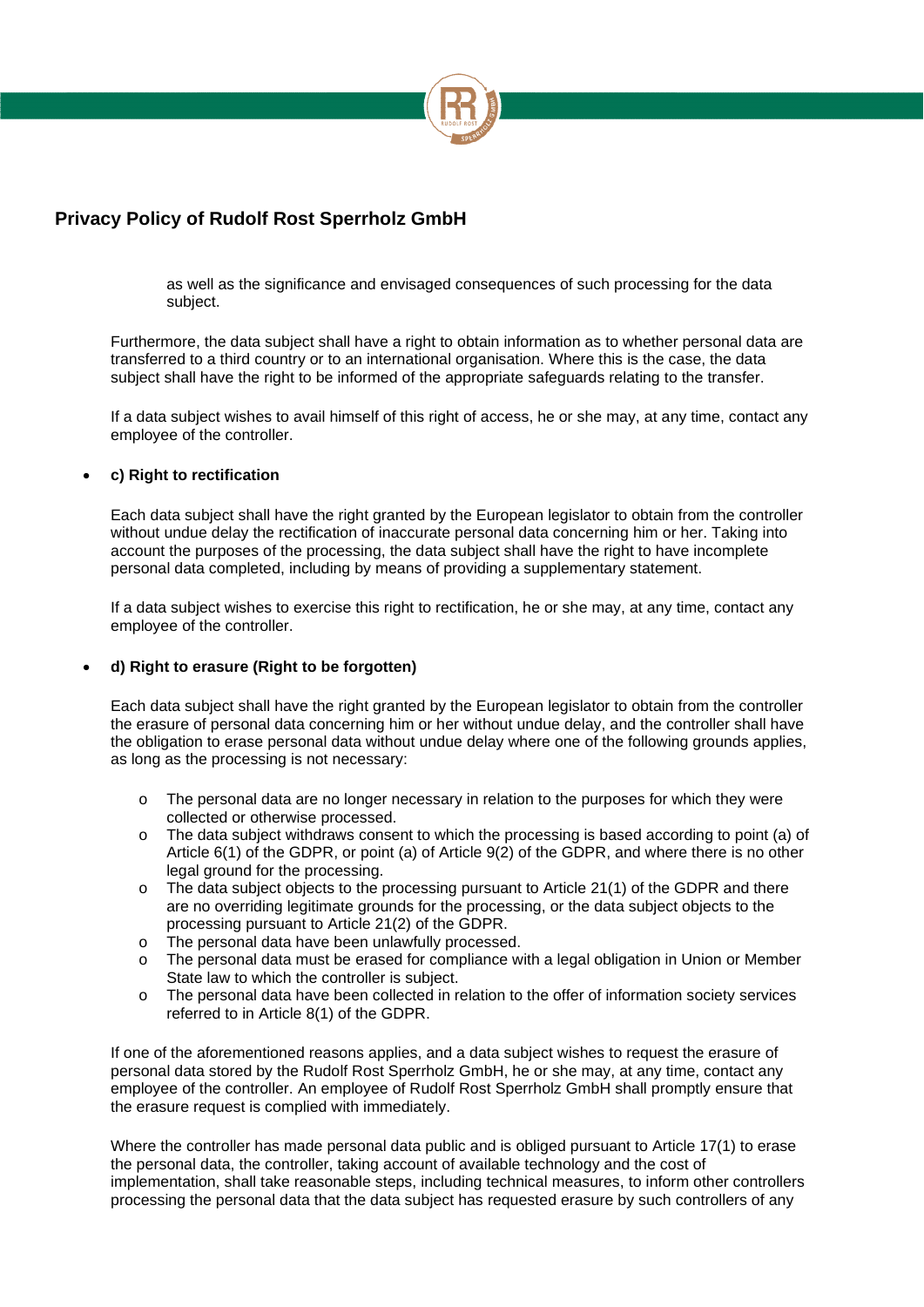as well as the significance and envisaged consequences of such processing for the data subject.

Furthermore, the data subject shall have a right to obtain information as to whether personal data are transferred to a third country or to an international organisation. Where this is the case, the data subject shall have the right to be informed of the appropriate safeguards relating to the transfer.

If a data subject wishes to avail himself of this right of access, he or she may, at any time, contact any employee of the controller.

- **c) Right to rectification**

  Each data subject shall have the right granted by the European legislator to obtain from the controller without undue delay the rectification of inaccurate personal data concerning him or her. Taking into account the purposes of the processing, the data subject shall have the right to have incomplete personal data completed, including by means of providing a supplementary statement.

  If a data subject wishes to exercise this right to rectification, he or she may, at any time, contact any employee of the controller.

- **d) Right to erasure (Right to be forgotten)**

  Each data subject shall have the right granted by the European legislator to obtain from the controller the erasure of personal data concerning him or her without undue delay, and the controller shall have the obligation to erase personal data without undue delay where one of the following grounds applies, as long as the processing is not necessary:

  - The personal data are no longer necessary in relation to the purposes for which they were collected or otherwise processed.
  - The data subject withdraws consent to which the processing is based according to point (a) of Article 6(1) of the GDPR, or point (a) of Article 9(2) of the GDPR, and where there is no other legal ground for the processing.
  - The data subject objects to the processing pursuant to Article 21(1) of the GDPR and there are no overriding legitimate grounds for the processing, or the data subject objects to the processing pursuant to Article 21(2) of the GDPR.
  - The personal data have been unlawfully processed.
  - The personal data must be erased for compliance with a legal obligation in Union or Member State law to which the controller is subject.
  - The personal data have been collected in relation to the offer of information society services referred to in Article 8(1) of the GDPR.

  If one of the aforementioned reasons applies, and a data subject wishes to request the erasure of personal data stored by the Rudolf Rost Sperrholz GmbH, he or she may, at any time, contact any employee of the controller. An employee of Rudolf Rost Sperrholz GmbH shall promptly ensure that the erasure request is complied with immediately.

  Where the controller has made personal data public and is obliged pursuant to Article 17(1) to erase the personal data, the controller, taking account of available technology and the cost of implementation, shall take reasonable steps, including technical measures, to inform other controllers processing the personal data that the data subject has requested erasure by such controllers of any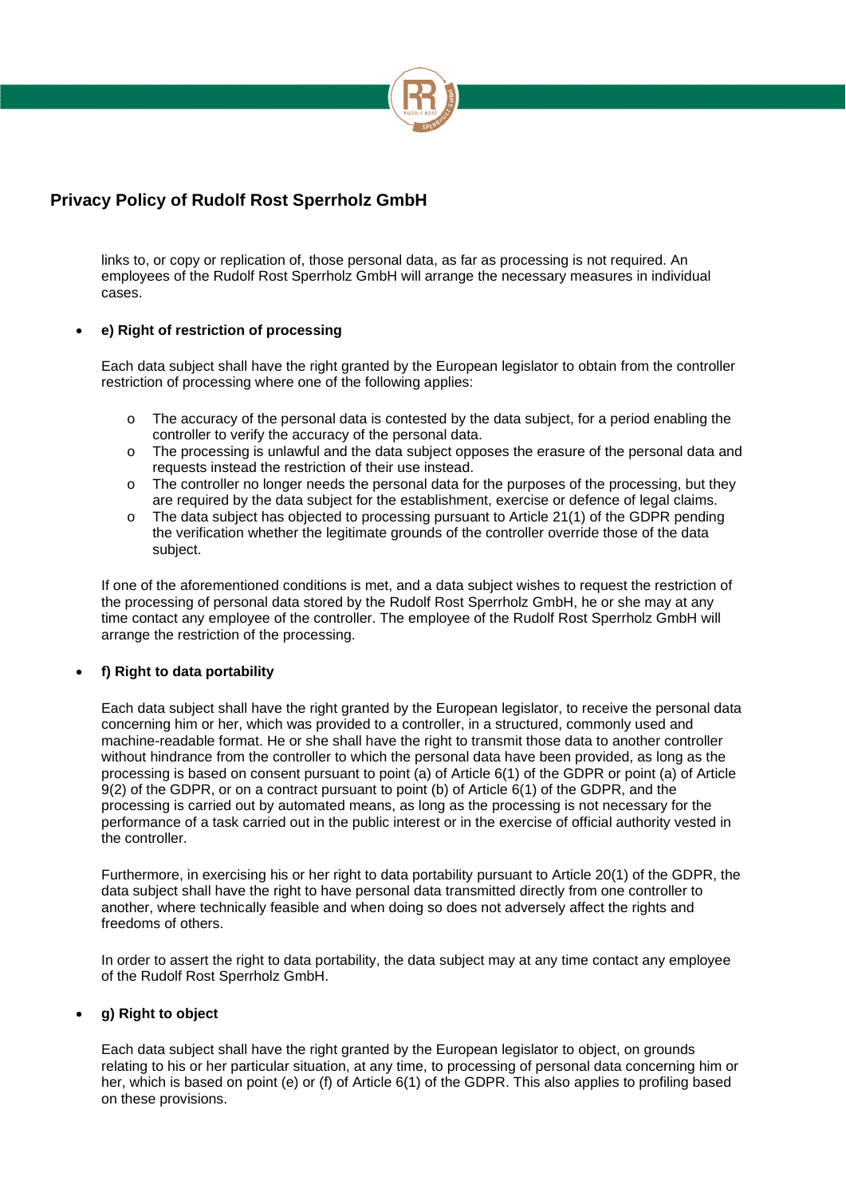links to, or copy or replication of, those personal data, as far as processing is not required. An employees of the Rudolf Rost Sperrholz GmbH will arrange the necessary measures in individual cases.

- **e) Right of restriction of processing**

  Each data subject shall have the right granted by the European legislator to obtain from the controller restriction of processing where one of the following applies:

  - The accuracy of the personal data is contested by the data subject, for a period enabling the controller to verify the accuracy of the personal data.
  - The processing is unlawful and the data subject opposes the erasure of the personal data and requests instead the restriction of their use instead.
  - The controller no longer needs the personal data for the purposes of the processing, but they are required by the data subject for the establishment, exercise or defence of legal claims.
  - The data subject has objected to processing pursuant to Article 21(1) of the GDPR pending the verification whether the legitimate grounds of the controller override those of the data subject.

  If one of the aforementioned conditions is met, and a data subject wishes to request the restriction of the processing of personal data stored by the Rudolf Rost Sperrholz GmbH, he or she may at any time contact any employee of the controller. The employee of the Rudolf Rost Sperrholz GmbH will arrange the restriction of the processing.

- **f) Right to data portability**

  Each data subject shall have the right granted by the European legislator, to receive the personal data concerning him or her, which was provided to a controller, in a structured, commonly used and machine-readable format. He or she shall have the right to transmit those data to another controller without hindrance from the controller to which the personal data have been provided, as long as the processing is based on consent pursuant to point (a) of Article 6(1) of the GDPR or point (a) of Article 9(2) of the GDPR, or on a contract pursuant to point (b) of Article 6(1) of the GDPR, and the processing is carried out by automated means, as long as the processing is not necessary for the performance of a task carried out in the public interest or in the exercise of official authority vested in the controller.

  Furthermore, in exercising his or her right to data portability pursuant to Article 20(1) of the GDPR, the data subject shall have the right to have personal data transmitted directly from one controller to another, where technically feasible and when doing so does not adversely affect the rights and freedoms of others.

  In order to assert the right to data portability, the data subject may at any time contact any employee of the Rudolf Rost Sperrholz GmbH.

- **g) Right to object**

  Each data subject shall have the right granted by the European legislator to object, on grounds relating to his or her particular situation, at any time, to processing of personal data concerning him or her, which is based on point (e) or (f) of Article 6(1) of the GDPR. This also applies to profiling based on these provisions.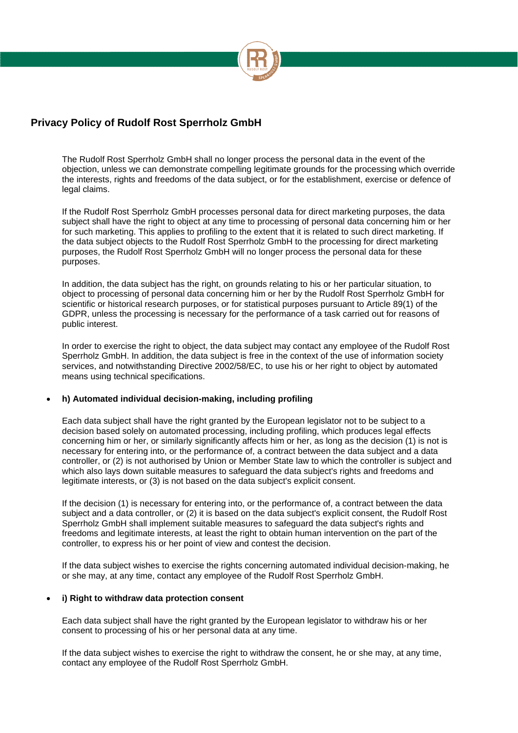The Rudolf Rost Sperrholz GmbH shall no longer process the personal data in the event of the objection, unless we can demonstrate compelling legitimate grounds for the processing which override the interests, rights and freedoms of the data subject, or for the establishment, exercise or defence of legal claims.

If the Rudolf Rost Sperrholz GmbH processes personal data for direct marketing purposes, the data subject shall have the right to object at any time to processing of personal data concerning him or her for such marketing. This applies to profiling to the extent that it is related to such direct marketing. If the data subject objects to the Rudolf Rost Sperrholz GmbH to the processing for direct marketing purposes, the Rudolf Rost Sperrholz GmbH will no longer process the personal data for these purposes.

In addition, the data subject has the right, on grounds relating to his or her particular situation, to object to processing of personal data concerning him or her by the Rudolf Rost Sperrholz GmbH for scientific or historical research purposes, or for statistical purposes pursuant to Article 89(1) of the GDPR, unless the processing is necessary for the performance of a task carried out for reasons of public interest.

In order to exercise the right to object, the data subject may contact any employee of the Rudolf Rost Sperrholz GmbH. In addition, the data subject is free in the context of the use of information society services, and notwithstanding Directive 2002/58/EC, to use his or her right to object by automated means using technical specifications.

- **h) Automated individual decision-making, including profiling**

  Each data subject shall have the right granted by the European legislator not to be subject to a decision based solely on automated processing, including profiling, which produces legal effects concerning him or her, or similarly significantly affects him or her, as long as the decision (1) is not is necessary for entering into, or the performance of, a contract between the data subject and a data controller, or (2) is not authorised by Union or Member State law to which the controller is subject and which also lays down suitable measures to safeguard the data subject's rights and freedoms and legitimate interests, or (3) is not based on the data subject's explicit consent.

  If the decision (1) is necessary for entering into, or the performance of, a contract between the data subject and a data controller, or (2) it is based on the data subject's explicit consent, the Rudolf Rost Sperrholz GmbH shall implement suitable measures to safeguard the data subject's rights and freedoms and legitimate interests, at least the right to obtain human intervention on the part of the controller, to express his or her point of view and contest the decision.

  If the data subject wishes to exercise the rights concerning automated individual decision-making, he or she may, at any time, contact any employee of the Rudolf Rost Sperrholz GmbH.

- **i) Right to withdraw data protection consent**

  Each data subject shall have the right granted by the European legislator to withdraw his or her consent to processing of his or her personal data at any time.

  If the data subject wishes to exercise the right to withdraw the consent, he or she may, at any time, contact any employee of the Rudolf Rost Sperrholz GmbH.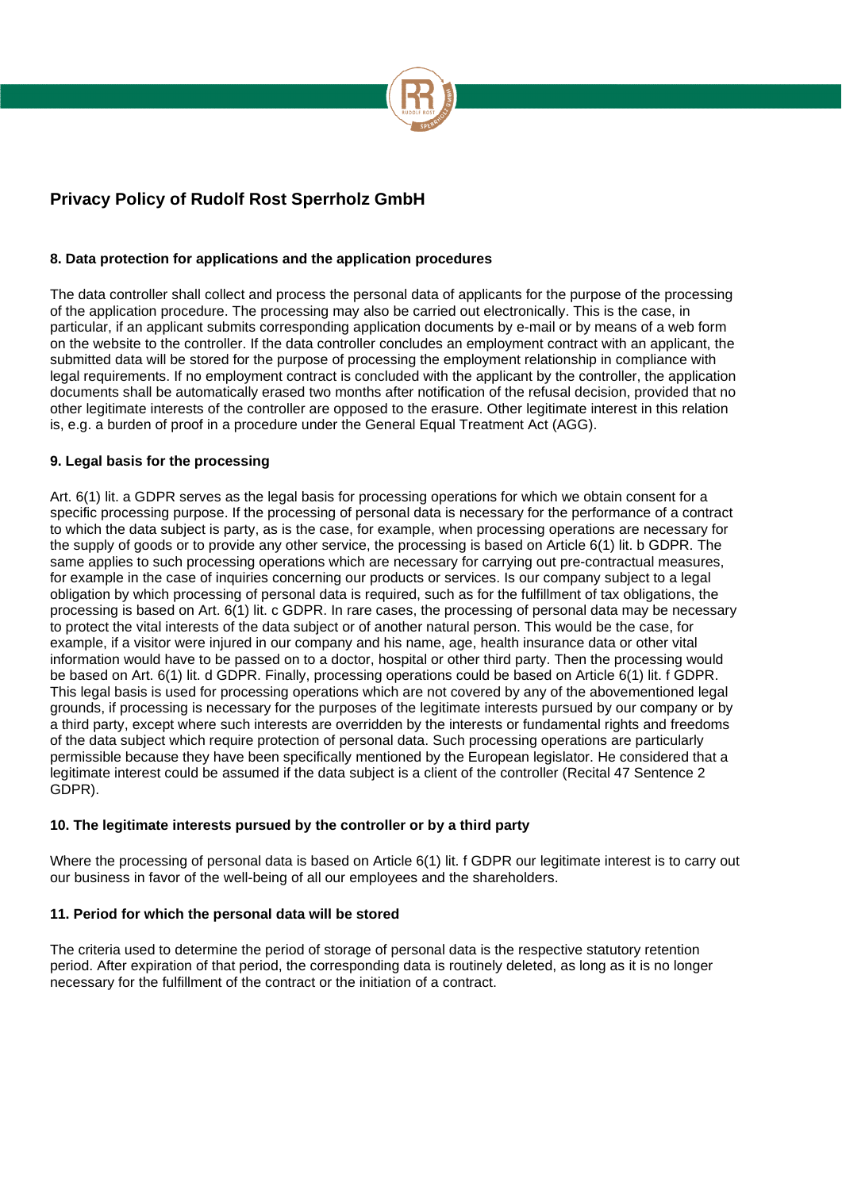## Privacy Policy of Rudolf Rost Sperrholz GmbH

### 8. Data protection for applications and the application procedures

The data controller shall collect and process the personal data of applicants for the purpose of the processing of the application procedure. The processing may also be carried out electronically. This is the case, in particular, if an applicant submits corresponding application documents by e-mail or by means of a web form on the website to the controller. If the data controller concludes an employment contract with an applicant, the submitted data will be stored for the purpose of processing the employment relationship in compliance with legal requirements. If no employment contract is concluded with the applicant by the controller, the application documents shall be automatically erased two months after notification of the refusal decision, provided that no other legitimate interests of the controller are opposed to the erasure. Other legitimate interest in this relation is, e.g. a burden of proof in a procedure under the General Equal Treatment Act (AGG).

### 9. Legal basis for the processing

Art. 6(1) lit. a GDPR serves as the legal basis for processing operations for which we obtain consent for a specific processing purpose. If the processing of personal data is necessary for the performance of a contract to which the data subject is party, as is the case, for example, when processing operations are necessary for the supply of goods or to provide any other service, the processing is based on Article 6(1) lit. b GDPR. The same applies to such processing operations which are necessary for carrying out pre-contractual measures, for example in the case of inquiries concerning our products or services. Is our company subject to a legal obligation by which processing of personal data is required, such as for the fulfillment of tax obligations, the processing is based on Art. 6(1) lit. c GDPR. In rare cases, the processing of personal data may be necessary to protect the vital interests of the data subject or of another natural person. This would be the case, for example, if a visitor were injured in our company and his name, age, health insurance data or other vital information would have to be passed on to a doctor, hospital or other third party. Then the processing would be based on Art. 6(1) lit. d GDPR. Finally, processing operations could be based on Article 6(1) lit. f GDPR. This legal basis is used for processing operations which are not covered by any of the abovementioned legal grounds, if processing is necessary for the purposes of the legitimate interests pursued by our company or by a third party, except where such interests are overridden by the interests or fundamental rights and freedoms of the data subject which require protection of personal data. Such processing operations are particularly permissible because they have been specifically mentioned by the European legislator. He considered that a legitimate interest could be assumed if the data subject is a client of the controller (Recital 47 Sentence 2 GDPR).

### 10. The legitimate interests pursued by the controller or by a third party

Where the processing of personal data is based on Article 6(1) lit. f GDPR our legitimate interest is to carry out our business in favor of the well-being of all our employees and the shareholders.

### 11. Period for which the personal data will be stored

The criteria used to determine the period of storage of personal data is the respective statutory retention period. After expiration of that period, the corresponding data is routinely deleted, as long as it is no longer necessary for the fulfillment of the contract or the initiation of a contract.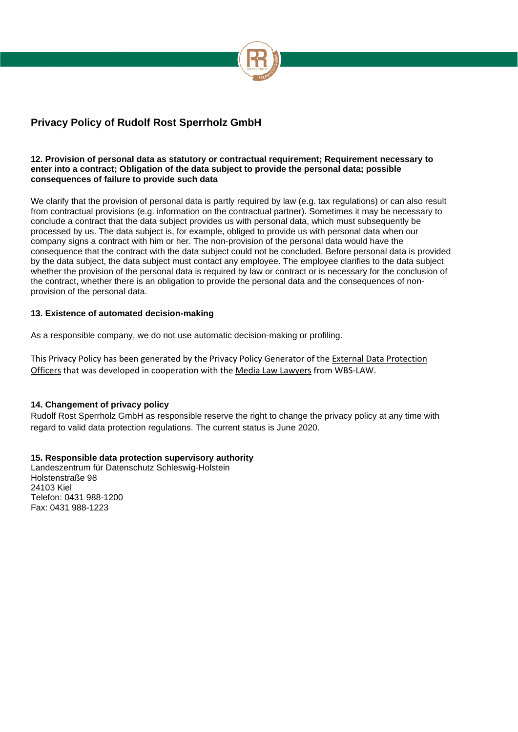# Privacy Policy of Rudolf Rost Sperrholz GmbH

**12. Provision of personal data as statutory or contractual requirement; Requirement necessary to enter into a contract; Obligation of the data subject to provide the personal data; possible consequences of failure to provide such data**

We clarify that the provision of personal data is partly required by law (e.g. tax regulations) or can also result from contractual provisions (e.g. information on the contractual partner). Sometimes it may be necessary to conclude a contract that the data subject provides us with personal data, which must subsequently be processed by us. The data subject is, for example, obliged to provide us with personal data when our company signs a contract with him or her. The non-provision of the personal data would have the consequence that the contract with the data subject could not be concluded. Before personal data is provided by the data subject, the data subject must contact any employee. The employee clarifies to the data subject whether the provision of the personal data is required by law or contract or is necessary for the conclusion of the contract, whether there is an obligation to provide the personal data and the consequences of non-provision of the personal data.

**13. Existence of automated decision-making**

As a responsible company, we do not use automatic decision-making or profiling.

This Privacy Policy has been generated by the Privacy Policy Generator of the External Data Protection Officers that was developed in cooperation with the Media Law Lawyers from WBS-LAW.

**14. Changement of privacy policy**

Rudolf Rost Sperrholz GmbH as responsible reserve the right to change the privacy policy at any time with regard to valid data protection regulations. The current status is June 2020.

**15. Responsible data protection supervisory authority**

Landeszentrum für Datenschutz Schleswig-Holstein
Holstenstraße 98
24103 Kiel
Telefon: 0431 988-1200
Fax: 0431 988-1223